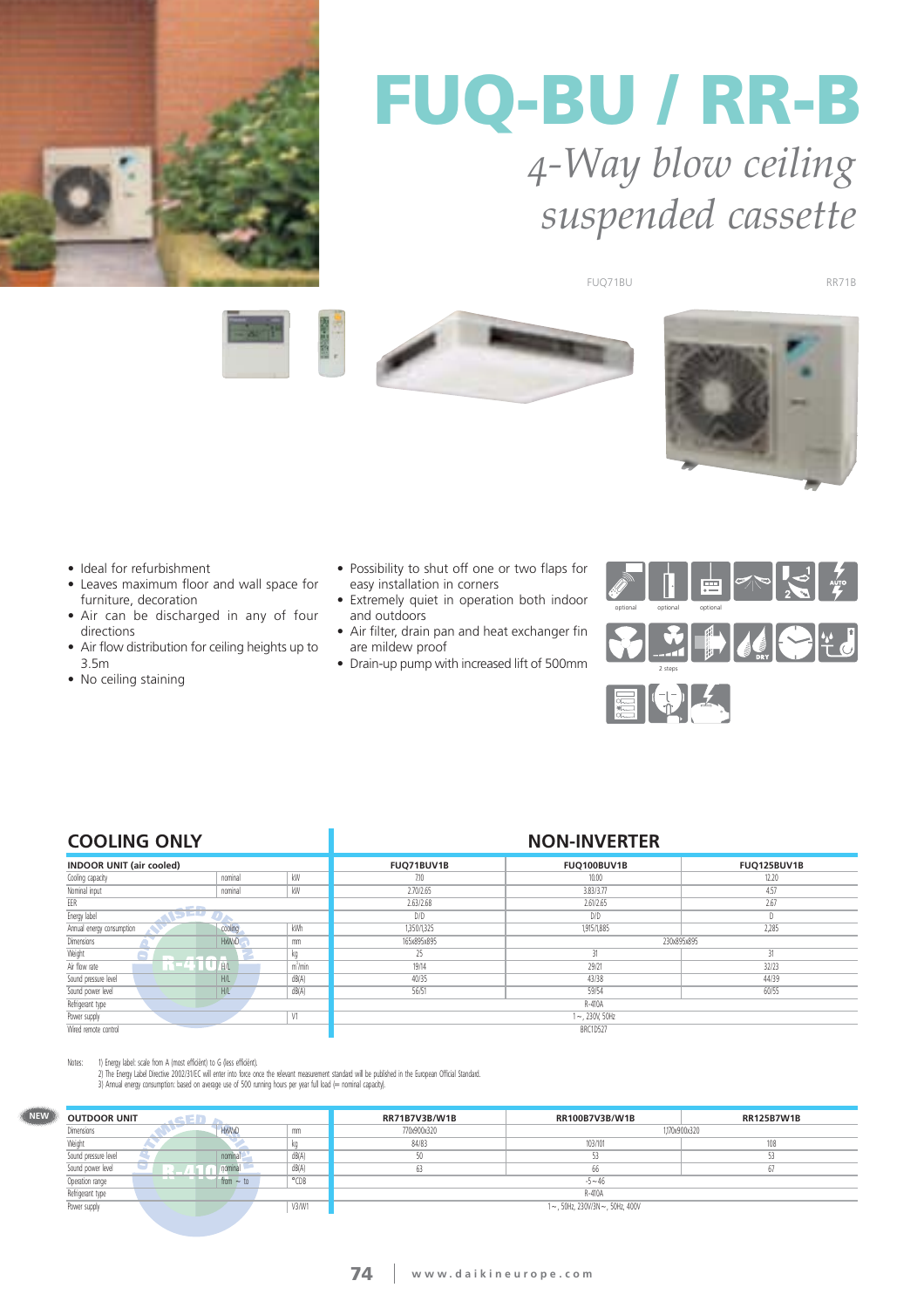# FUQ-BU / RR-B

## *4-Way blow ceiling suspended cassette*

FUQ71BU

RR71B

- Ideal for refurbishment
- Leaves maximum floor and wall space for furniture, decoration
- Air can be discharged in any of four directions
- Air flow distribution for ceiling heights up to 3.5m
- No ceiling staining
- Possibility to shut off one or two flaps for easy installation in corners
- Extremely quiet in operation both indoor and outdoors
- Air filter, drain pan and heat exchanger fin are mildew proof
- Drain-up pump with increased lift of 500mm

optional optional optional

2 steps

## COOLING ONLY — NON-INVERTER

| INDOOR UNIT (air cooled) | | | FUQ71BUV1B | FUQ100BUV1B | FUQ125BUV1B |
|---|---|---|---|---|---|
| Cooling capacity | nominal | kW | 7.10 | 10.00 | 12.20 |
| Nominal input | nominal | kW | 2.70/2.65 | 3.83/3.77 | 4.57 |
| EER | | | 2.63/2.68 | 2.61/2.65 | 2.67 |
| Energy label | | | D/D | D/D | D |
| Annual energy consumption | cooling | kWh | 1,350/1,325 | 1,915/1,885 | 2,285 |
| Dimensions | HxWxD | mm | 165x895x895 | 230x895x895 | |
| Weight | | kg | 25 | 31 | 31 |
| Air flow rate | H/L | m³/min | 19/14 | 29/21 | 32/23 |
| Sound pressure level | H/L | dB(A) | 40/35 | 43/38 | 44/39 |
| Sound power level | H/L | dB(A) | 56/51 | 59/54 | 60/55 |
| Refrigerant type | | | R-410A | | |
| Power supply | | V1 | 1~, 230V, 50Hz | | |
| Wired remote control | | | BRC1D527 | | |

Notes: 1) Energy label: scale from A (most efficient) to G (less efficient).
2) The Energy Label Directive 2002/31/EC will enter into force once the relevant measurement standard will be published in the European Official Standard.
3) Annual energy consumption: based on average use of 500 running hours per year full load (= nominal capacity).

NEW

| OUTDOOR UNIT | | | RR71B7V3B/W1B | RR100B7V3B/W1B | RR125B7W1B |
|---|---|---|---|---|---|
| Dimensions | HxWxD | mm | 770x900x320 | 1,170x900x320 | |
| Weight | | kg | 84/83 | 103/101 | 108 |
| Sound pressure level | nominal | dB(A) | 50 | 53 | 53 |
| Sound power level | nominal | dB(A) | 63 | 66 | 67 |
| Operation range | from ~ to | °CDB | -5~46 | | |
| Refrigerant type | | | R-410A | | |
| Power supply | | V3/W1 | 1~, 50Hz, 230V/3N~, 50Hz, 400V | | |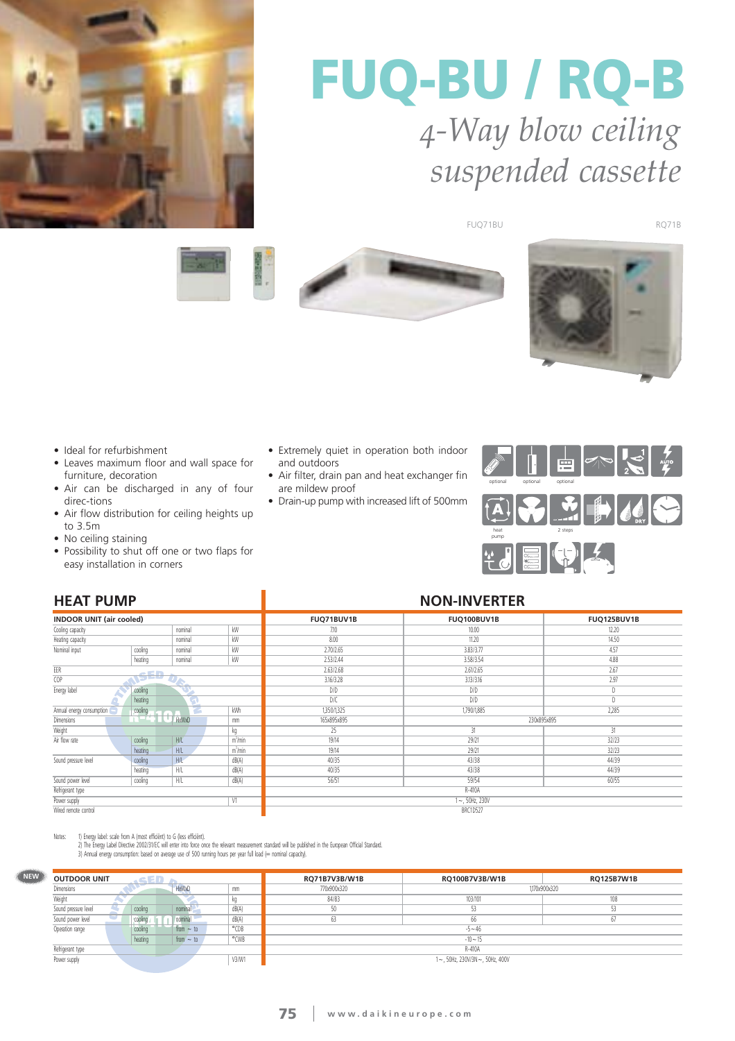# FUQ-BU / RQ-B

*4-Way blow ceiling suspended cassette*

FUQ71BU

RQ71B

- Ideal for refurbishment
- Leaves maximum floor and wall space for furniture, decoration
- Air can be discharged in any of four direc-tions
- Air flow distribution for ceiling heights up to 3.5m
- No ceiling staining
- Possibility to shut off one or two flaps for easy installation in corners
- Extremely quiet in operation both indoor and outdoors
- Air filter, drain pan and heat exchanger fin are mildew proof
- Drain-up pump with increased lift of 500mm

optional optional optional

heat pump 2 steps

## HEAT PUMP — NON-INVERTER

| INDOOR UNIT (air cooled) | | | | FUQ71BUV1B | FUQ100BUV1B | FUQ125BUV1B |
|---|---|---|---|---|---|---|
| Cooling capacity | | nominal | kW | 7.10 | 10.00 | 12.20 |
| Heating capacity | | nominal | kW | 8.00 | 11.20 | 14.50 |
| Nominal input | cooling | nominal | kW | 2.70/2.65 | 3.83/3.77 | 4.57 |
| | heating | nominal | kW | 2.53/2.44 | 3.58/3.54 | 4.88 |
| EER | | | | 2.63/2.68 | 2.61/2.65 | 2.67 |
| COP | | | | 3.16/3.28 | 3.13/3.16 | 2.97 |
| Energy label | cooling | | | D/D | D/D | D |
| | heating | | | D/C | D/D | D |
| Annual energy consumption | cooling | | kWh | 1,350/1,325 | 1,790/1,885 | 2,285 |
| Dimensions | | HxWxD | mm | 165x895x895 | 230x895x895 | |
| Weight | | | kg | 25 | 31 | 31 |
| Air flow rate | cooling | H/L | m³/min | 19/14 | 29/21 | 32/23 |
| | heating | H/L | m³/min | 19/14 | 29/21 | 32/23 |
| Sound pressure level | cooling | H/L | dB(A) | 40/35 | 43/38 | 44/39 |
| | heating | H/L | dB(A) | 40/35 | 43/38 | 44/39 |
| Sound power level | cooling | H/L | dB(A) | 56/51 | 59/54 | 60/55 |
| Refrigerant type | | | | R-410A | | |
| Power supply | | | V1 | 1~, 50Hz, 230V | | |
| Wired remote control | | | | BRC1D527 | | |

Notes: 1) Energy label: scale from A (most efficient) to G (less efficient).
2) The Energy Label Directive 2002/31/EC will enter into force once the relevant measurement standard will be published in the European Official Standard.
3) Annual energy consumption: based on average use of 500 running hours per year full load (= nominal capacity).

NEW

| OUTDOOR UNIT | | | | RQ71B7V3B/W1B | RQ100B7V3B/W1B | RQ125B7W1B |
|---|---|---|---|---|---|---|
| Dimensions | | HxWxD | mm | 770x900x320 | 1,170x900x320 | |
| Weight | | | kg | 84/83 | 103/101 | 108 |
| Sound pressure level | cooling | nominal | dB(A) | 50 | 53 | 53 |
| Sound power level | cooling | nominal | dB(A) | 63 | 66 | 67 |
| Operation range | cooling | from ~ to | °CDB | -5~46 | | |
| | heating | from ~ to | °CWB | -10~15 | | |
| Refrigerant type | | | | R-410A | | |
| Power supply | | | V3/W1 | 1~, 50Hz, 230V/3N~, 50Hz, 400V | | |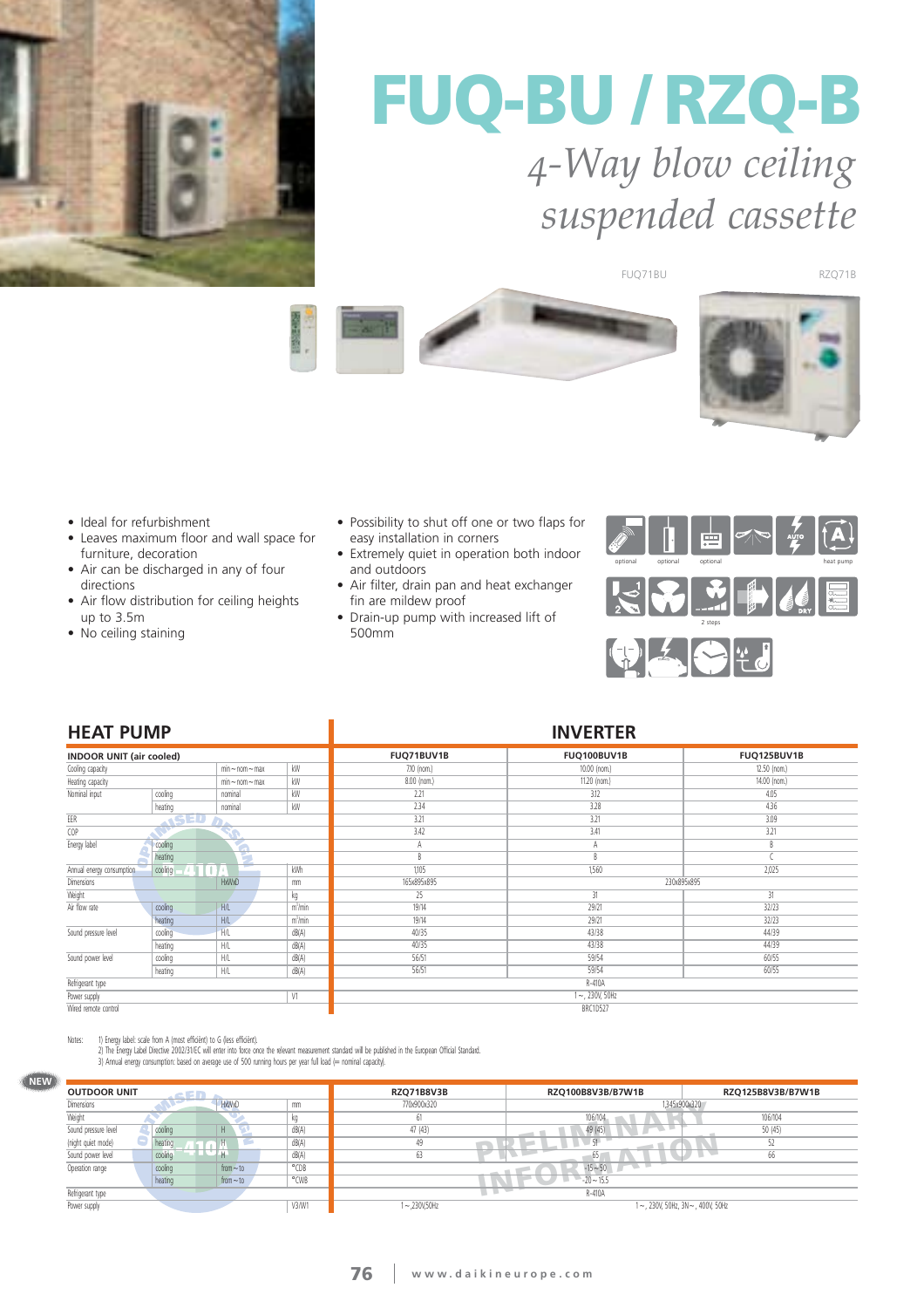# FUQ-BU / RZQ-B

*4-Way blow ceiling suspended cassette*

FUQ71BU

RZQ71B

- Ideal for refurbishment
- Leaves maximum floor and wall space for furniture, decoration
- Air can be discharged in any of four directions
- Air flow distribution for ceiling heights up to 3.5m
- No ceiling staining
- Possibility to shut off one or two flaps for easy installation in corners
- Extremely quiet in operation both indoor and outdoors
- Air filter, drain pan and heat exchanger fin are mildew proof
- Drain-up pump with increased lift of 500mm

optional optional optional heat pump

2 steps

## HEAT PUMP — INVERTER

| INDOOR UNIT (air cooled) | | | | FUQ71BUV1B | FUQ100BUV1B | FUQ125BUV1B |
|---|---|---|---|---|---|---|
| Cooling capacity | | min ~ nom ~ max | kW | 7.10 (nom.) | 10.00 (nom.) | 12.50 (nom.) |
| Heating capacity | | min ~ nom ~ max | kW | 8.00 (nom.) | 11.20 (nom.) | 14.00 (nom.) |
| Nominal input | cooling | nominal | kW | 2.21 | 3.12 | 4.05 |
| | heating | nominal | kW | 2.34 | 3.28 | 4.36 |
| EER | | | | 3.21 | 3.21 | 3.09 |
| COP | | | | 3.42 | 3.41 | 3.21 |
| Energy label | cooling | | | A | A | B |
| | heating | | | B | B | C |
| Annual energy consumption | cooling | | kWh | 1,105 | 1,560 | 2,025 |
| Dimensions | | HxWxD | mm | 165x895x895 | 230x895x895 | |
| Weight | | | kg | 25 | 31 | 31 |
| Air flow rate | cooling | H/L | m³/min | 19/14 | 29/21 | 32/23 |
| | heating | H/L | m³/min | 19/14 | 29/21 | 32/23 |
| Sound pressure level | cooling | H/L | dB(A) | 40/35 | 43/38 | 44/39 |
| | heating | H/L | dB(A) | 40/35 | 43/38 | 44/39 |
| Sound power level | cooling | H/L | dB(A) | 56/51 | 59/54 | 60/55 |
| | heating | H/L | dB(A) | 56/51 | 59/54 | 60/55 |
| Refrigerant type | | | | R-410A | | |
| Power supply | | | V1 | 1~, 230V, 50Hz | | |
| Wired remote control | | | | BRC1D527 | | |

Notes: 1) Energy label: scale from A (most efficient) to G (less efficient).
2) The Energy Label Directive 2002/31/EC will enter into force once the relevant measurement standard will be published in the European Official Standard.
3) Annual energy consumption: based on average use of 500 running hours per year full load (= nominal capacity).

NEW

| OUTDOOR UNIT | | | | RZQ71B8V3B | RZQ100B8V3B/B7W1B | RZQ125B8V3B/B7W1B |
|---|---|---|---|---|---|---|
| Dimensions | | HxWxD | mm | 770x900x320 | 1,345x900x320 | |
| Weight | | | kg | 61 | 106/104 | 106/104 |
| Sound pressure level | cooling | H | dB(A) | 47 (43) | 49 (45) | 50 (45) |
| (night quiet mode) | heating | H | dB(A) | 49 | 51 | 52 |
| Sound power level | cooling | H | dB(A) | 63 | 65 | 66 |
| Operation range | cooling | from ~ to | °CDB | -15 ~ 50 | | |
| | heating | from ~ to | °CWB | -20 ~ 15.5 | | |
| Refrigerant type | | | | R-410A | | |
| Power supply | | | V3/W1 | 1~, 230V, 50Hz | 1~, 230V, 50Hz, 3N~, 400V, 50Hz | |

PRELIMINARY INFORMATION